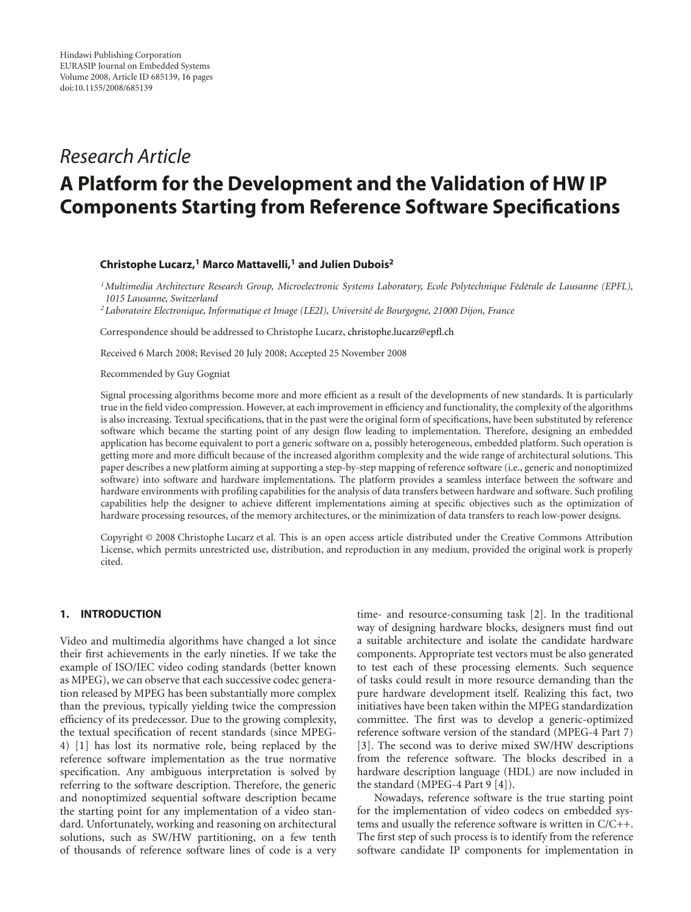Hindawi Publishing Corporation
EURASIP Journal on Embedded Systems
Volume 2008, Article ID 685139, 16 pages
doi:10.1155/2008/685139

*Research Article*

# A Platform for the Development and the Validation of HW IP Components Starting from Reference Software Specifications

**Christophe Lucarz,[1] Marco Mattavelli,[1] and Julien Dubois[2]**

[1] *Multimedia Architecture Research Group, Microelectronic Systems Laboratory, Ecole Polytechnique Fédérale de Lausanne (EPFL), 1015 Lausanne, Switzerland*

[2] *Laboratoire Electronique, Informatique et Image (LE2I), Université de Bourgogne, 21000 Dijon, France*

Correspondence should be addressed to Christophe Lucarz, christophe.lucarz@epfl.ch

Received 6 March 2008; Revised 20 July 2008; Accepted 25 November 2008

Recommended by Guy Gogniat

Signal processing algorithms become more and more efficient as a result of the developments of new standards. It is particularly true in the field video compression. However, at each improvement in efficiency and functionality, the complexity of the algorithms is also increasing. Textual specifications, that in the past were the original form of specifications, have been substituted by reference software which became the starting point of any design flow leading to implementation. Therefore, designing an embedded application has become equivalent to port a generic software on a, possibly heterogeneous, embedded platform. Such operation is getting more and more difficult because of the increased algorithm complexity and the wide range of architectural solutions. This paper describes a new platform aiming at supporting a step-by-step mapping of reference software (i.e., generic and nonoptimized software) into software and hardware implementations. The platform provides a seamless interface between the software and hardware environments with profiling capabilities for the analysis of data transfers between hardware and software. Such profiling capabilities help the designer to achieve different implementations aiming at specific objectives such as the optimization of hardware processing resources, of the memory architectures, or the minimization of data transfers to reach low-power designs.

Copyright © 2008 Christophe Lucarz et al. This is an open access article distributed under the Creative Commons Attribution License, which permits unrestricted use, distribution, and reproduction in any medium, provided the original work is properly cited.

## 1. INTRODUCTION

Video and multimedia algorithms have changed a lot since their first achievements in the early nineties. If we take the example of ISO/IEC video coding standards (better known as MPEG), we can observe that each successive codec generation released by MPEG has been substantially more complex than the previous, typically yielding twice the compression efficiency of its predecessor. Due to the growing complexity, the textual specification of recent standards (since MPEG-4) [1] has lost its normative role, being replaced by the reference software implementation as the true normative specification. Any ambiguous interpretation is solved by referring to the software description. Therefore, the generic and nonoptimized sequential software description became the starting point for any implementation of a video standard. Unfortunately, working and reasoning on architectural solutions, such as SW/HW partitioning, on a few tenth of thousands of reference software lines of code is a very time- and resource-consuming task [2]. In the traditional way of designing hardware blocks, designers must find out a suitable architecture and isolate the candidate hardware components. Appropriate test vectors must be also generated to test each of these processing elements. Such sequence of tasks could result in more resource demanding than the pure hardware development itself. Realizing this fact, two initiatives have been taken within the MPEG standardization committee. The first was to develop a generic-optimized reference software version of the standard (MPEG-4 Part 7) [3]. The second was to derive mixed SW/HW descriptions from the reference software. The blocks described in a hardware description language (HDL) are now included in the standard (MPEG-4 Part 9 [4]).

Nowadays, reference software is the true starting point for the implementation of video codecs on embedded systems and usually the reference software is written in C/C++. The first step of such process is to identify from the reference software candidate IP components for implementation in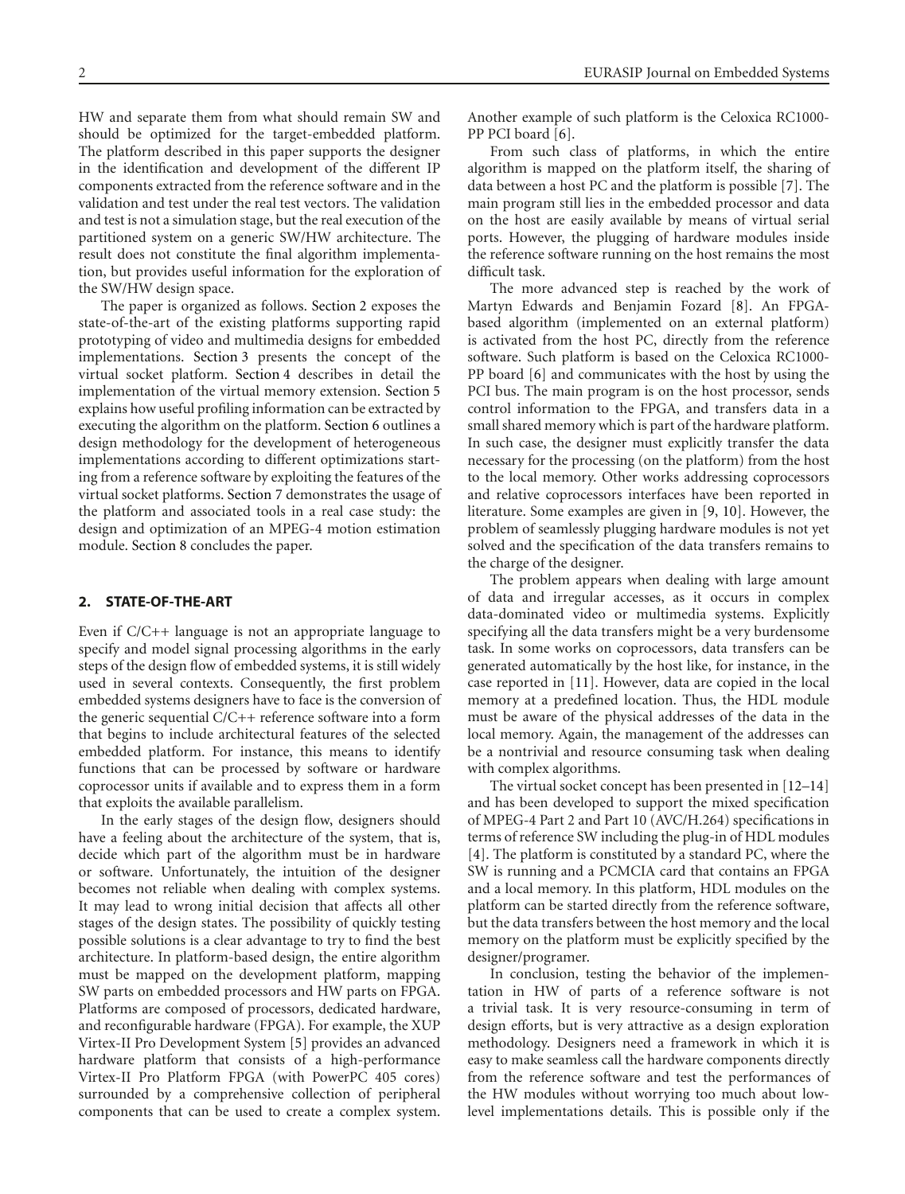HW and separate them from what should remain SW and should be optimized for the target-embedded platform. The platform described in this paper supports the designer in the identification and development of the different IP components extracted from the reference software and in the validation and test under the real test vectors. The validation and test is not a simulation stage, but the real execution of the partitioned system on a generic SW/HW architecture. The result does not constitute the final algorithm implementation, but provides useful information for the exploration of the SW/HW design space.

The paper is organized as follows. Section 2 exposes the state-of-the-art of the existing platforms supporting rapid prototyping of video and multimedia designs for embedded implementations. Section 3 presents the concept of the virtual socket platform. Section 4 describes in detail the implementation of the virtual memory extension. Section 5 explains how useful profiling information can be extracted by executing the algorithm on the platform. Section 6 outlines a design methodology for the development of heterogeneous implementations according to different optimizations starting from a reference software by exploiting the features of the virtual socket platforms. Section 7 demonstrates the usage of the platform and associated tools in a real case study: the design and optimization of an MPEG-4 motion estimation module. Section 8 concludes the paper.

## 2. STATE-OF-THE-ART

Even if C/C++ language is not an appropriate language to specify and model signal processing algorithms in the early steps of the design flow of embedded systems, it is still widely used in several contexts. Consequently, the first problem embedded systems designers have to face is the conversion of the generic sequential C/C++ reference software into a form that begins to include architectural features of the selected embedded platform. For instance, this means to identify functions that can be processed by software or hardware coprocessor units if available and to express them in a form that exploits the available parallelism.

In the early stages of the design flow, designers should have a feeling about the architecture of the system, that is, decide which part of the algorithm must be in hardware or software. Unfortunately, the intuition of the designer becomes not reliable when dealing with complex systems. It may lead to wrong initial decision that affects all other stages of the design states. The possibility of quickly testing possible solutions is a clear advantage to try to find the best architecture. In platform-based design, the entire algorithm must be mapped on the development platform, mapping SW parts on embedded processors and HW parts on FPGA. Platforms are composed of processors, dedicated hardware, and reconfigurable hardware (FPGA). For example, the XUP Virtex-II Pro Development System [5] provides an advanced hardware platform that consists of a high-performance Virtex-II Pro Platform FPGA (with PowerPC 405 cores) surrounded by a comprehensive collection of peripheral components that can be used to create a complex system. Another example of such platform is the Celoxica RC1000-PP PCI board [6].

From such class of platforms, in which the entire algorithm is mapped on the platform itself, the sharing of data between a host PC and the platform is possible [7]. The main program still lies in the embedded processor and data on the host are easily available by means of virtual serial ports. However, the plugging of hardware modules inside the reference software running on the host remains the most difficult task.

The more advanced step is reached by the work of Martyn Edwards and Benjamin Fozard [8]. An FPGA-based algorithm (implemented on an external platform) is activated from the host PC, directly from the reference software. Such platform is based on the Celoxica RC1000-PP board [6] and communicates with the host by using the PCI bus. The main program is on the host processor, sends control information to the FPGA, and transfers data in a small shared memory which is part of the hardware platform. In such case, the designer must explicitly transfer the data necessary for the processing (on the platform) from the host to the local memory. Other works addressing coprocessors and relative coprocessors interfaces have been reported in literature. Some examples are given in [9, 10]. However, the problem of seamlessly plugging hardware modules is not yet solved and the specification of the data transfers remains to the charge of the designer.

The problem appears when dealing with large amount of data and irregular accesses, as it occurs in complex data-dominated video or multimedia systems. Explicitly specifying all the data transfers might be a very burdensome task. In some works on coprocessors, data transfers can be generated automatically by the host like, for instance, in the case reported in [11]. However, data are copied in the local memory at a predefined location. Thus, the HDL module must be aware of the physical addresses of the data in the local memory. Again, the management of the addresses can be a nontrivial and resource consuming task when dealing with complex algorithms.

The virtual socket concept has been presented in [12–14] and has been developed to support the mixed specification of MPEG-4 Part 2 and Part 10 (AVC/H.264) specifications in terms of reference SW including the plug-in of HDL modules [4]. The platform is constituted by a standard PC, where the SW is running and a PCMCIA card that contains an FPGA and a local memory. In this platform, HDL modules on the platform can be started directly from the reference software, but the data transfers between the host memory and the local memory on the platform must be explicitly specified by the designer/programer.

In conclusion, testing the behavior of the implementation in HW of parts of a reference software is not a trivial task. It is very resource-consuming in term of design efforts, but is very attractive as a design exploration methodology. Designers need a framework in which it is easy to make seamless call the hardware components directly from the reference software and test the performances of the HW modules without worrying too much about low-level implementations details. This is possible only if the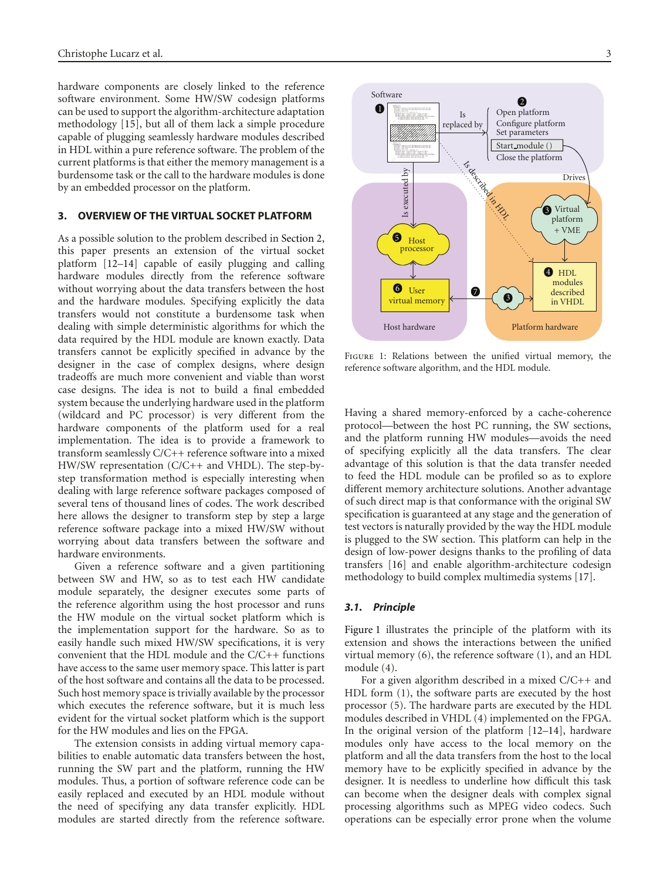hardware components are closely linked to the reference software environment. Some HW/SW codesign platforms can be used to support the algorithm-architecture adaptation methodology [15], but all of them lack a simple procedure capable of plugging seamlessly hardware modules described in HDL within a pure reference software. The problem of the current platforms is that either the memory management is a burdensome task or the call to the hardware modules is done by an embedded processor on the platform.

## 3. OVERVIEW OF THE VIRTUAL SOCKET PLATFORM

As a possible solution to the problem described in Section 2, this paper presents an extension of the virtual socket platform [12–14] capable of easily plugging and calling hardware modules directly from the reference software without worrying about the data transfers between the host and the hardware modules. Specifying explicitly the data transfers would not constitute a burdensome task when dealing with simple deterministic algorithms for which the data required by the HDL module are known exactly. Data transfers cannot be explicitly specified in advance by the designer in the case of complex designs, where design tradeoffs are much more convenient and viable than worst case designs. The idea is not to build a final embedded system because the underlying hardware used in the platform (wildcard and PC processor) is very different from the hardware components of the platform used for a real implementation. The idea is to provide a framework to transform seamlessly C/C++ reference software into a mixed HW/SW representation (C/C++ and VHDL). The step-by-step transformation method is especially interesting when dealing with large reference software packages composed of several tens of thousand lines of codes. The work described here allows the designer to transform step by step a large reference software package into a mixed HW/SW without worrying about data transfers between the software and hardware environments.

Given a reference software and a given partitioning between SW and HW, so as to test each HW candidate module separately, the designer executes some parts of the reference algorithm using the host processor and runs the HW module on the virtual socket platform which is the implementation support for the hardware. So as to easily handle such mixed HW/SW specifications, it is very convenient that the HDL module and the C/C++ functions have access to the same user memory space. This latter is part of the host software and contains all the data to be processed. Such host memory space is trivially available by the processor which executes the reference software, but it is much less evident for the virtual socket platform which is the support for the HW modules and lies on the FPGA.

The extension consists in adding virtual memory capabilities to enable automatic data transfers between the host, running the SW part and the platform, running the HW modules. Thus, a portion of software reference code can be easily replaced and executed by an HDL module without the need of specifying any data transfer explicitly. HDL modules are started directly from the reference software. Having a shared memory-enforced by a cache-coherence protocol—between the host PC running, the SW sections, and the platform running HW modules—avoids the need of specifying explicitly all the data transfers. The clear advantage of this solution is that the data transfer needed to feed the HDL module can be profiled so as to explore different memory architecture solutions. Another advantage of such direct map is that conformance with the original SW specification is guaranteed at any stage and the generation of test vectors is naturally provided by the way the HDL module is plugged to the SW section. This platform can help in the design of low-power designs thanks to the profiling of data transfers [16] and enable algorithm-architecture codesign methodology to build complex multimedia systems [17].

Figure 1: Relations between the unified virtual memory, the reference software algorithm, and the HDL module.

### 3.1. *Principle*

Figure 1 illustrates the principle of the platform with its extension and shows the interactions between the unified virtual memory (6), the reference software (1), and an HDL module (4).

For a given algorithm described in a mixed C/C++ and HDL form (1), the software parts are executed by the host processor (5). The hardware parts are executed by the HDL modules described in VHDL (4) implemented on the FPGA. In the original version of the platform [12–14], hardware modules only have access to the local memory on the platform and all the data transfers from the host to the local memory have to be explicitly specified in advance by the designer. It is needless to underline how difficult this task can become when the designer deals with complex signal processing algorithms such as MPEG video codecs. Such operations can be especially error prone when the volume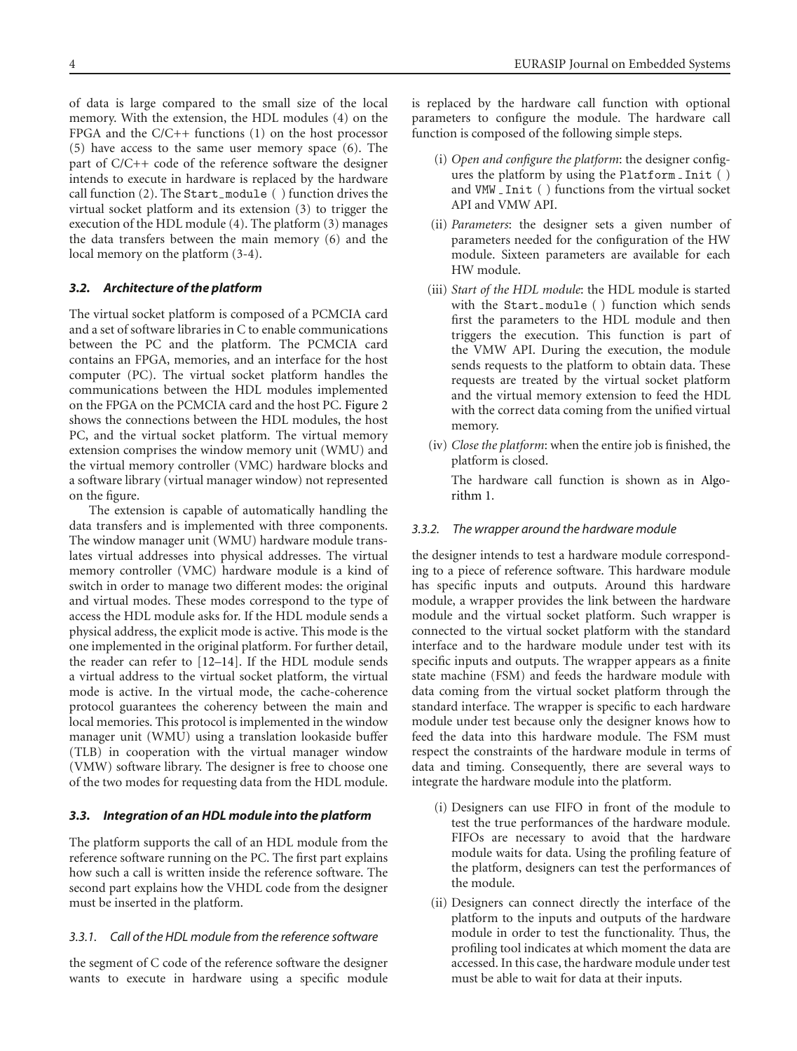of data is large compared to the small size of the local memory. With the extension, the HDL modules (4) on the FPGA and the C/C++ functions (1) on the host processor (5) have access to the same user memory space (6). The part of C/C++ code of the reference software the designer intends to execute in hardware is replaced by the hardware call function (2). The `Start_module ( )` function drives the virtual socket platform and its extension (3) to trigger the execution of the HDL module (4). The platform (3) manages the data transfers between the main memory (6) and the local memory on the platform (3-4).

### 3.2. Architecture of the platform

The virtual socket platform is composed of a PCMCIA card and a set of software libraries in C to enable communications between the PC and the platform. The PCMCIA card contains an FPGA, memories, and an interface for the host computer (PC). The virtual socket platform handles the communications between the HDL modules implemented on the FPGA on the PCMCIA card and the host PC. Figure 2 shows the connections between the HDL modules, the host PC, and the virtual socket platform. The virtual memory extension comprises the window memory unit (WMU) and the virtual memory controller (VMC) hardware blocks and a software library (virtual manager window) not represented on the figure.

The extension is capable of automatically handling the data transfers and is implemented with three components. The window manager unit (WMU) hardware module translates virtual addresses into physical addresses. The virtual memory controller (VMC) hardware module is a kind of switch in order to manage two different modes: the original and virtual modes. These modes correspond to the type of access the HDL module asks for. If the HDL module sends a physical address, the explicit mode is active. This mode is the one implemented in the original platform. For further detail, the reader can refer to [12–14]. If the HDL module sends a virtual address to the virtual socket platform, the virtual mode is active. In the virtual mode, the cache-coherence protocol guarantees the coherency between the main and local memories. This protocol is implemented in the window manager unit (WMU) using a translation lookaside buffer (TLB) in cooperation with the virtual manager window (VMW) software library. The designer is free to choose one of the two modes for requesting data from the HDL module.

### 3.3. Integration of an HDL module into the platform

The platform supports the call of an HDL module from the reference software running on the PC. The first part explains how such a call is written inside the reference software. The second part explains how the VHDL code from the designer must be inserted in the platform.

#### 3.3.1. Call of the HDL module from the reference software

the segment of C code of the reference software the designer wants to execute in hardware using a specific module is replaced by the hardware call function with optional parameters to configure the module. The hardware call function is composed of the following simple steps.

(i) *Open and configure the platform*: the designer configures the platform by using the `Platform_Init ( )` and `VMW_Init ( )` functions from the virtual socket API and VMW API.

(ii) *Parameters*: the designer sets a given number of parameters needed for the configuration of the HW module. Sixteen parameters are available for each HW module.

(iii) *Start of the HDL module*: the HDL module is started with the `Start_module ( )` function which sends first the parameters to the HDL module and then triggers the execution. This function is part of the VMW API. During the execution, the module sends requests to the platform to obtain data. These requests are treated by the virtual socket platform and the virtual memory extension to feed the HDL with the correct data coming from the unified virtual memory.

(iv) *Close the platform*: when the entire job is finished, the platform is closed.

The hardware call function is shown as in Algorithm 1.

#### 3.3.2. The wrapper around the hardware module

the designer intends to test a hardware module corresponding to a piece of reference software. This hardware module has specific inputs and outputs. Around this hardware module, a wrapper provides the link between the hardware module and the virtual socket platform. Such wrapper is connected to the virtual socket platform with the standard interface and to the hardware module under test with its specific inputs and outputs. The wrapper appears as a finite state machine (FSM) and feeds the hardware module with data coming from the virtual socket platform through the standard interface. The wrapper is specific to each hardware module under test because only the designer knows how to feed the data into this hardware module. The FSM must respect the constraints of the hardware module in terms of data and timing. Consequently, there are several ways to integrate the hardware module into the platform.

(i) Designers can use FIFO in front of the module to test the true performances of the hardware module. FIFOs are necessary to avoid that the hardware module waits for data. Using the profiling feature of the platform, designers can test the performances of the module.

(ii) Designers can connect directly the interface of the platform to the inputs and outputs of the hardware module in order to test the functionality. Thus, the profiling tool indicates at which moment the data are accessed. In this case, the hardware module under test must be able to wait for data at their inputs.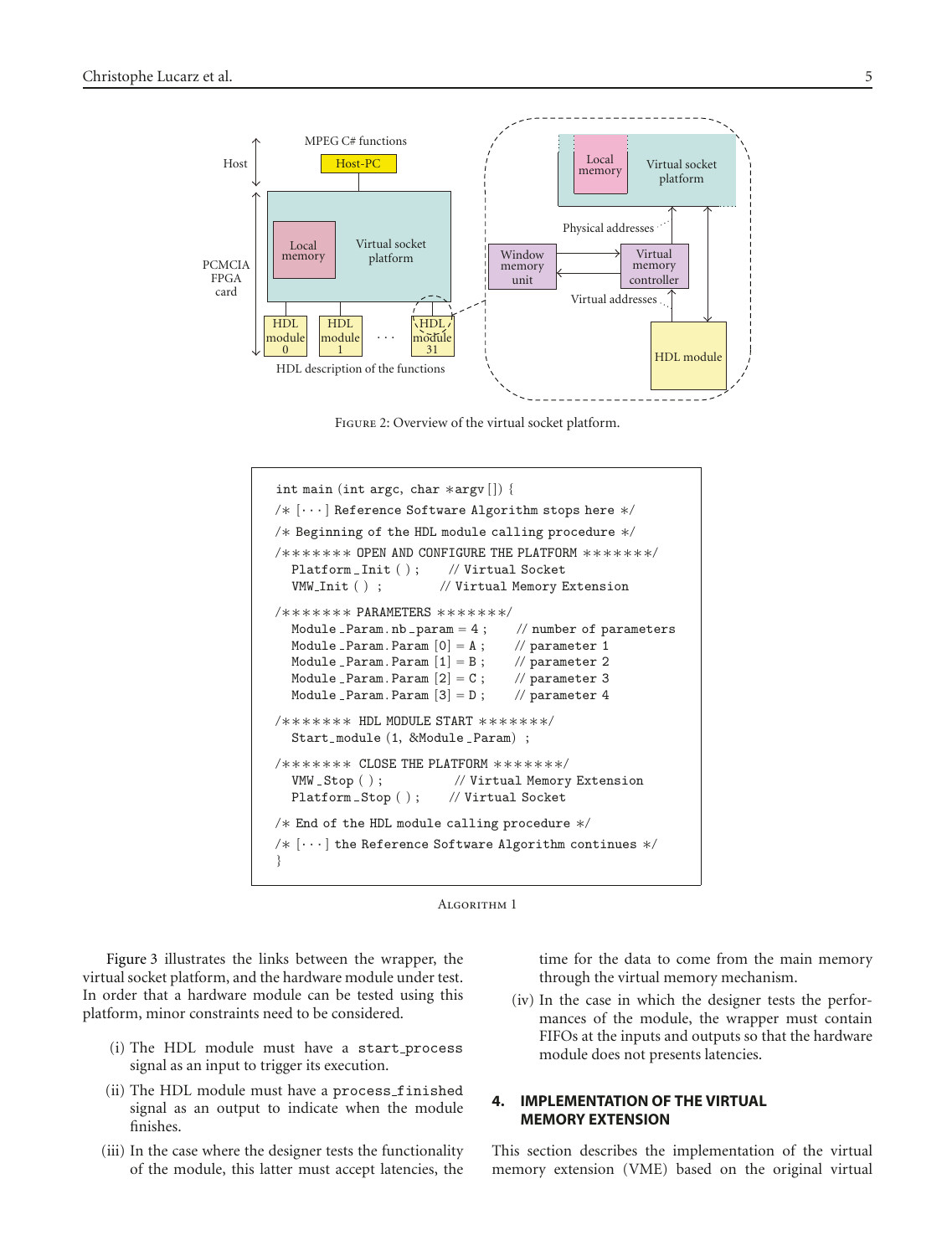Figure 2: Overview of the virtual socket platform.

```
int main (int argc, char *argv []) {
/* [···] Reference Software Algorithm stops here */
/* Beginning of the HDL module calling procedure */
/******* OPEN AND CONFIGURE THE PLATFORM *******/
  Platform_Init ( ) ;      // Virtual Socket
  VMW_Init ( ) ;          // Virtual Memory Extension
/******* PARAMETERS *******/
  Module_Param.nb_param = 4 ;     // number of parameters
  Module_Param.Param [0] = A ;    // parameter 1
  Module_Param.Param [1] = B ;    // parameter 2
  Module_Param.Param [2] = C ;    // parameter 3
  Module_Param.Param [3] = D ;    // parameter 4
/******* HDL MODULE START *******/
  Start_module (1, &Module_Param) ;
/******* CLOSE THE PLATFORM *******/
  VMW_Stop ( ) ;          // Virtual Memory Extension
  Platform_Stop ( ) ;     // Virtual Socket
/* End of the HDL module calling procedure */
/* [···] the Reference Software Algorithm continues */
}
```

Algorithm 1

Figure 3 illustrates the links between the wrapper, the virtual socket platform, and the hardware module under test. In order that a hardware module can be tested using this platform, minor constraints need to be considered.

(i) The HDL module must have a start_process signal as an input to trigger its execution.

(ii) The HDL module must have a process_finished signal as an output to indicate when the module finishes.

(iii) In the case where the designer tests the functionality of the module, this latter must accept latencies, the time for the data to come from the main memory through the virtual memory mechanism.

(iv) In the case in which the designer tests the performances of the module, the wrapper must contain FIFOs at the inputs and outputs so that the hardware module does not presents latencies.

## 4. IMPLEMENTATION OF THE VIRTUAL MEMORY EXTENSION

This section describes the implementation of the virtual memory extension (VME) based on the original virtual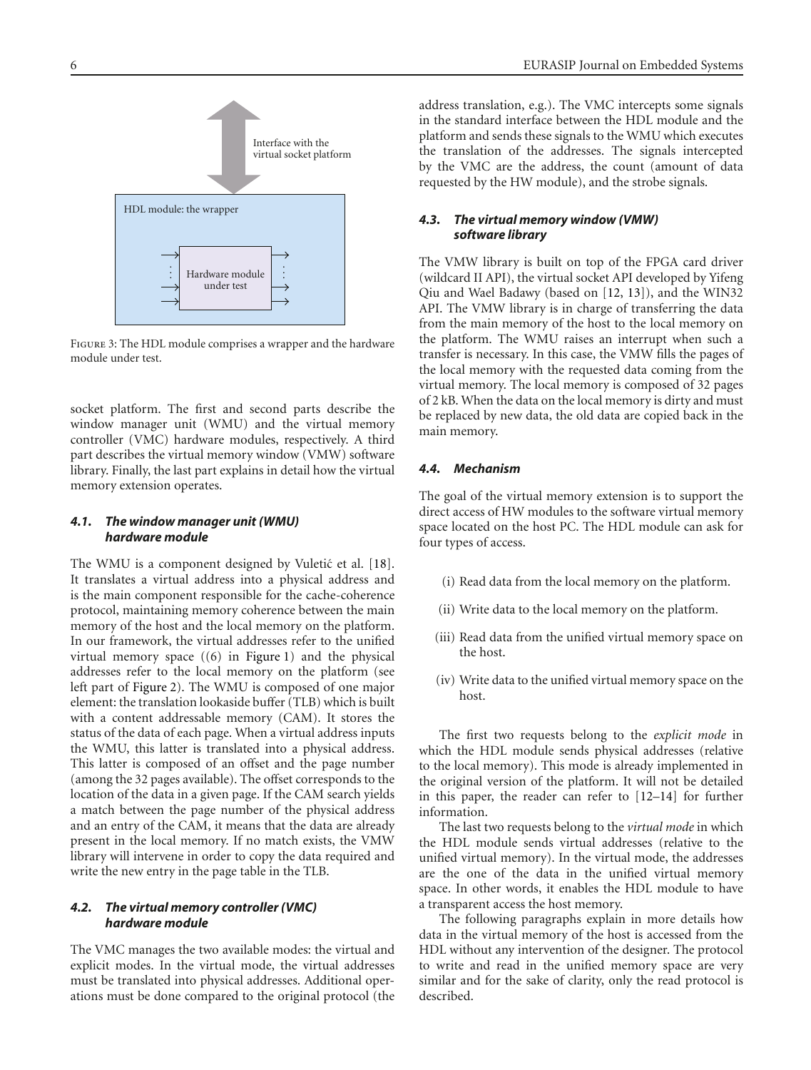Interface with the virtual socket platform

HDL module: the wrapper

Hardware module under test

Figure 3: The HDL module comprises a wrapper and the hardware module under test.

socket platform. The first and second parts describe the window manager unit (WMU) and the virtual memory controller (VMC) hardware modules, respectively. A third part describes the virtual memory window (VMW) software library. Finally, the last part explains in detail how the virtual memory extension operates.

### 4.1. The window manager unit (WMU) hardware module

The WMU is a component designed by Vuletić et al. [18]. It translates a virtual address into a physical address and is the main component responsible for the cache-coherence protocol, maintaining memory coherence between the main memory of the host and the local memory on the platform. In our framework, the virtual addresses refer to the unified virtual memory space ((6) in Figure 1) and the physical addresses refer to the local memory on the platform (see left part of Figure 2). The WMU is composed of one major element: the translation lookaside buffer (TLB) which is built with a content addressable memory (CAM). It stores the status of the data of each page. When a virtual address inputs the WMU, this latter is translated into a physical address. This latter is composed of an offset and the page number (among the 32 pages available). The offset corresponds to the location of the data in a given page. If the CAM search yields a match between the page number of the physical address and an entry of the CAM, it means that the data are already present in the local memory. If no match exists, the VMW library will intervene in order to copy the data required and write the new entry in the page table in the TLB.

### 4.2. The virtual memory controller (VMC) hardware module

The VMC manages the two available modes: the virtual and explicit modes. In the virtual mode, the virtual addresses must be translated into physical addresses. Additional operations must be done compared to the original protocol (the address translation, e.g.). The VMC intercepts some signals in the standard interface between the HDL module and the platform and sends these signals to the WMU which executes the translation of the addresses. The signals intercepted by the VMC are the address, the count (amount of data requested by the HW module), and the strobe signals.

### 4.3. The virtual memory window (VMW) software library

The VMW library is built on top of the FPGA card driver (wildcard II API), the virtual socket API developed by Yifeng Qiu and Wael Badawy (based on [12, 13]), and the WIN32 API. The VMW library is in charge of transferring the data from the main memory of the host to the local memory on the platform. The WMU raises an interrupt when such a transfer is necessary. In this case, the VMW fills the pages of the local memory with the requested data coming from the virtual memory. The local memory is composed of 32 pages of 2 kB. When the data on the local memory is dirty and must be replaced by new data, the old data are copied back in the main memory.

### 4.4. Mechanism

The goal of the virtual memory extension is to support the direct access of HW modules to the software virtual memory space located on the host PC. The HDL module can ask for four types of access.

(i) Read data from the local memory on the platform.

(ii) Write data to the local memory on the platform.

(iii) Read data from the unified virtual memory space on the host.

(iv) Write data to the unified virtual memory space on the host.

The first two requests belong to the *explicit mode* in which the HDL module sends physical addresses (relative to the local memory). This mode is already implemented in the original version of the platform. It will not be detailed in this paper, the reader can refer to [12–14] for further information.

The last two requests belong to the *virtual mode* in which the HDL module sends virtual addresses (relative to the unified virtual memory). In the virtual mode, the addresses are the one of the data in the unified virtual memory space. In other words, it enables the HDL module to have a transparent access the host memory.

The following paragraphs explain in more details how data in the virtual memory of the host is accessed from the HDL without any intervention of the designer. The protocol to write and read in the unified memory space are very similar and for the sake of clarity, only the read protocol is described.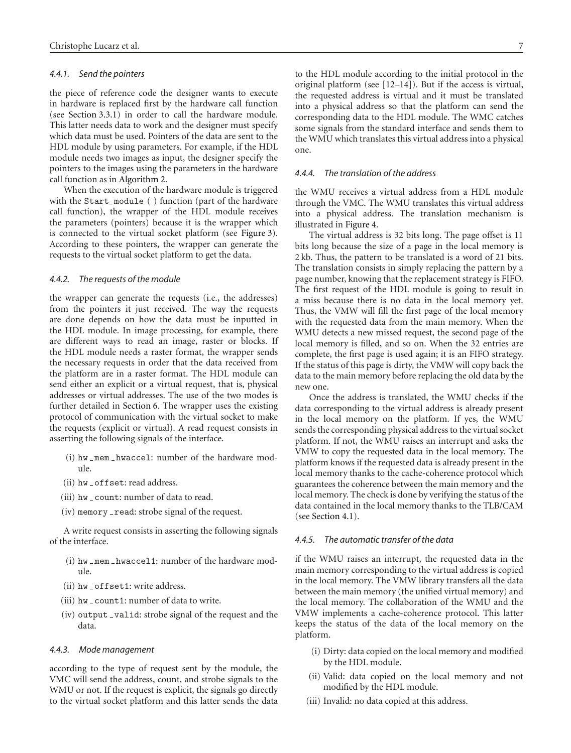#### 4.4.1. Send the pointers

the piece of reference code the designer wants to execute in hardware is replaced first by the hardware call function (see Section 3.3.1) in order to call the hardware module. This latter needs data to work and the designer must specify which data must be used. Pointers of the data are sent to the HDL module by using parameters. For example, if the HDL module needs two images as input, the designer specify the pointers to the images using the parameters in the hardware call function as in Algorithm 2.

When the execution of the hardware module is triggered with the `Start_module ( )` function (part of the hardware call function), the wrapper of the HDL module receives the parameters (pointers) because it is the wrapper which is connected to the virtual socket platform (see Figure 3). According to these pointers, the wrapper can generate the requests to the virtual socket platform to get the data.

#### 4.4.2. The requests of the module

the wrapper can generate the requests (i.e., the addresses) from the pointers it just received. The way the requests are done depends on how the data must be inputted in the HDL module. In image processing, for example, there are different ways to read an image, raster or blocks. If the HDL module needs a raster format, the wrapper sends the necessary requests in order that the data received from the platform are in a raster format. The HDL module can send either an explicit or a virtual request, that is, physical addresses or virtual addresses. The use of the two modes is further detailed in Section 6. The wrapper uses the existing protocol of communication with the virtual socket to make the requests (explicit or virtual). A read request consists in asserting the following signals of the interface.

(i) `hw_mem_hwaccel`: number of the hardware module.

(ii) `hw_offset`: read address.

(iii) `hw_count`: number of data to read.

(iv) `memory_read`: strobe signal of the request.

A write request consists in asserting the following signals of the interface.

(i) `hw_mem_hwaccel1`: number of the hardware module.

(ii) `hw_offset1`: write address.

(iii) `hw_count1`: number of data to write.

(iv) `output_valid`: strobe signal of the request and the data.

#### 4.4.3. Mode management

according to the type of request sent by the module, the VMC will send the address, count, and strobe signals to the WMU or not. If the request is explicit, the signals go directly to the virtual socket platform and this latter sends the data to the HDL module according to the initial protocol in the original platform (see [12–14]). But if the access is virtual, the requested address is virtual and it must be translated into a physical address so that the platform can send the corresponding data to the HDL module. The WMC catches some signals from the standard interface and sends them to the WMU which translates this virtual address into a physical one.

#### 4.4.4. The translation of the address

the WMU receives a virtual address from a HDL module through the VMC. The WMU translates this virtual address into a physical address. The translation mechanism is illustrated in Figure 4.

The virtual address is 32 bits long. The page offset is 11 bits long because the size of a page in the local memory is 2 kb. Thus, the pattern to be translated is a word of 21 bits. The translation consists in simply replacing the pattern by a page number, knowing that the replacement strategy is FIFO. The first request of the HDL module is going to result in a miss because there is no data in the local memory yet. Thus, the VMW will fill the first page of the local memory with the requested data from the main memory. When the WMU detects a new missed request, the second page of the local memory is filled, and so on. When the 32 entries are complete, the first page is used again; it is an FIFO strategy. If the status of this page is dirty, the VMW will copy back the data to the main memory before replacing the old data by the new one.

Once the address is translated, the WMU checks if the data corresponding to the virtual address is already present in the local memory on the platform. If yes, the WMU sends the corresponding physical address to the virtual socket platform. If not, the WMU raises an interrupt and asks the VMW to copy the requested data in the local memory. The platform knows if the requested data is already present in the local memory thanks to the cache-coherence protocol which guarantees the coherence between the main memory and the local memory. The check is done by verifying the status of the data contained in the local memory thanks to the TLB/CAM (see Section 4.1).

#### 4.4.5. The automatic transfer of the data

if the WMU raises an interrupt, the requested data in the main memory corresponding to the virtual address is copied in the local memory. The VMW library transfers all the data between the main memory (the unified virtual memory) and the local memory. The collaboration of the WMU and the VMW implements a cache-coherence protocol. This latter keeps the status of the data of the local memory on the platform.

(i) Dirty: data copied on the local memory and modified by the HDL module.

(ii) Valid: data copied on the local memory and not modified by the HDL module.

(iii) Invalid: no data copied at this address.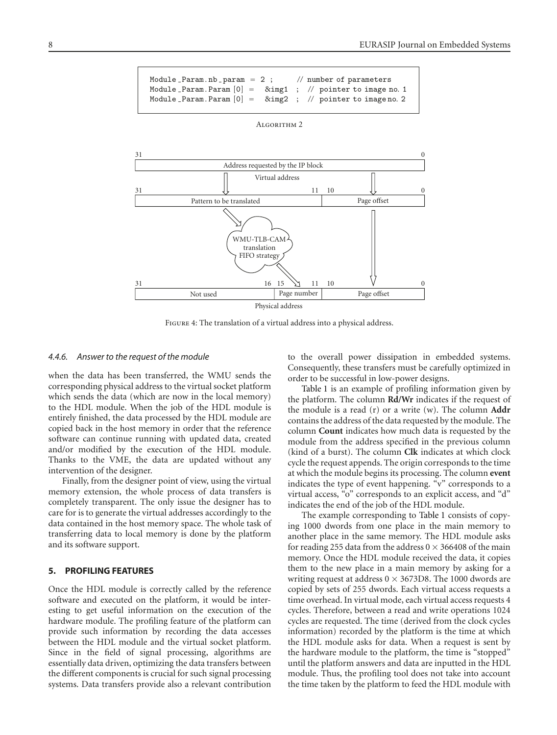```
Module_Param.nb_param = 2 ;        // number of parameters
Module_Param.Param [0] =  &img1  ;  // pointer to image no. 1
Module_Param.Param [0] =  &img2  ;  // pointer to image no. 2
```

Algorithm 2

Figure 4: The translation of a virtual address into a physical address.

#### 4.4.6. *Answer to the request of the module*

when the data has been transferred, the WMU sends the corresponding physical address to the virtual socket platform which sends the data (which are now in the local memory) to the HDL module. When the job of the HDL module is entirely finished, the data processed by the HDL module are copied back in the host memory in order that the reference software can continue running with updated data, created and/or modified by the execution of the HDL module. Thanks to the VME, the data are updated without any intervention of the designer.

Finally, from the designer point of view, using the virtual memory extension, the whole process of data transfers is completely transparent. The only issue the designer has to care for is to generate the virtual addresses accordingly to the data contained in the host memory space. The whole task of transferring data to local memory is done by the platform and its software support.

## 5. PROFILING FEATURES

Once the HDL module is correctly called by the reference software and executed on the platform, it would be interesting to get useful information on the execution of the hardware module. The profiling feature of the platform can provide such information by recording the data accesses between the HDL module and the virtual socket platform. Since in the field of signal processing, algorithms are essentially data driven, optimizing the data transfers between the different components is crucial for such signal processing systems. Data transfers provide also a relevant contribution to the overall power dissipation in embedded systems. Consequently, these transfers must be carefully optimized in order to be successful in low-power designs.

Table 1 is an example of profiling information given by the platform. The column **Rd/Wr** indicates if the request of the module is a read (r) or a write (w). The column **Addr** contains the address of the data requested by the module. The column **Count** indicates how much data is requested by the module from the address specified in the previous column (kind of a burst). The column **Clk** indicates at which clock cycle the request appends. The origin corresponds to the time at which the module begins its processing. The column **event** indicates the type of event happening. "v" corresponds to a virtual access, "o" corresponds to an explicit access, and "d" indicates the end of the job of the HDL module.

The example corresponding to Table 1 consists of copying 1000 dwords from one place in the main memory to another place in the same memory. The HDL module asks for reading 255 data from the address $0 \times 366408$ of the main memory. Once the HDL module received the data, it copies them to the new place in a main memory by asking for a writing request at address $0 \times 3673D8$. The 1000 dwords are copied by sets of 255 dwords. Each virtual access requests a time overhead. In virtual mode, each virtual access requests 4 cycles. Therefore, between a read and write operations 1024 cycles are requested. The time (derived from the clock cycles information) recorded by the platform is the time at which the HDL module asks for data. When a request is sent by the hardware module to the platform, the time is "stopped" until the platform answers and data are inputted in the HDL module. Thus, the profiling tool does not take into account the time taken by the platform to feed the HDL module with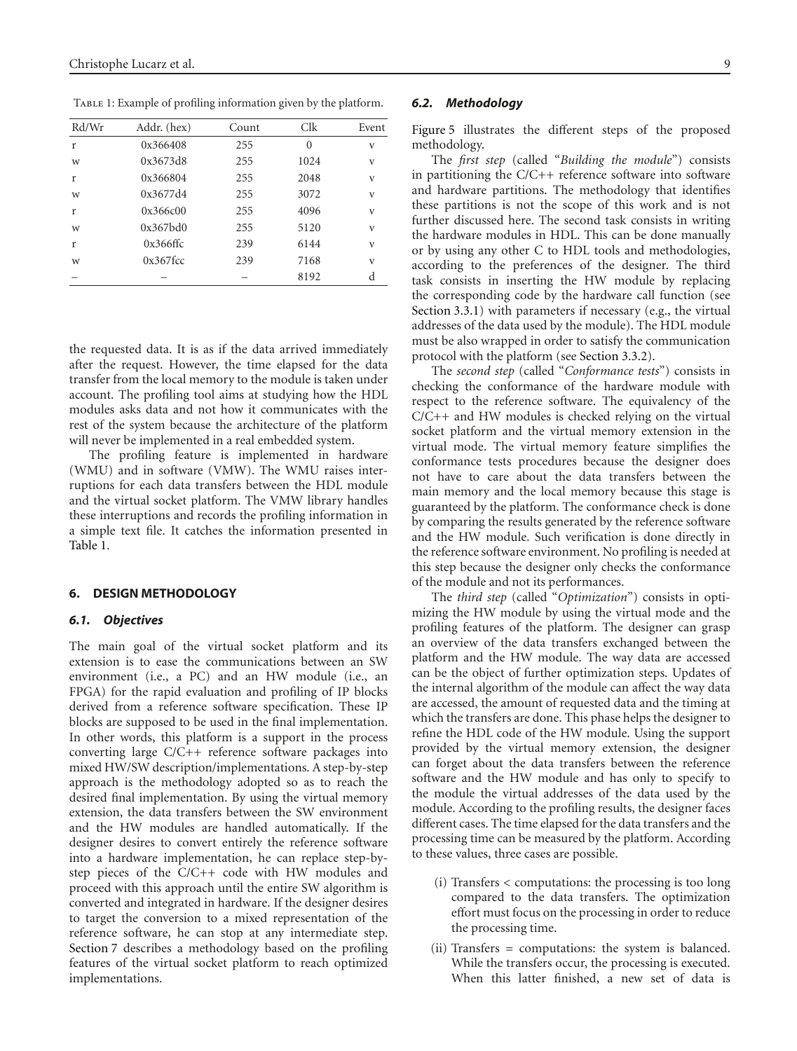Table 1: Example of profiling information given by the platform.

| Rd/Wr | Addr. (hex) | Count | Clk | Event |
|---|---|---|---|---|
| r | 0x366408 | 255 | 0 | v |
| w | 0x3673d8 | 255 | 1024 | v |
| r | 0x366804 | 255 | 2048 | v |
| w | 0x3677d4 | 255 | 3072 | v |
| r | 0x366c00 | 255 | 4096 | v |
| w | 0x367bd0 | 255 | 5120 | v |
| r | 0x366ffc | 239 | 6144 | v |
| w | 0x367fcc | 239 | 7168 | v |
| – | – | – | 8192 | d |

the requested data. It is as if the data arrived immediately after the request. However, the time elapsed for the data transfer from the local memory to the module is taken under account. The profiling tool aims at studying how the HDL modules asks data and not how it communicates with the rest of the system because the architecture of the platform will never be implemented in a real embedded system.

The profiling feature is implemented in hardware (WMU) and in software (VMW). The WMU raises interruptions for each data transfers between the HDL module and the virtual socket platform. The VMW library handles these interruptions and records the profiling information in a simple text file. It catches the information presented in Table 1.

## 6. DESIGN METHODOLOGY

### 6.1. Objectives

The main goal of the virtual socket platform and its extension is to ease the communications between an SW environment (i.e., a PC) and an HW module (i.e., an FPGA) for the rapid evaluation and profiling of IP blocks derived from a reference software specification. These IP blocks are supposed to be used in the final implementation. In other words, this platform is a support in the process converting large C/C++ reference software packages into mixed HW/SW description/implementations. A step-by-step approach is the methodology adopted so as to reach the desired final implementation. By using the virtual memory extension, the data transfers between the SW environment and the HW modules are handled automatically. If the designer desires to convert entirely the reference software into a hardware implementation, he can replace step-by-step pieces of the C/C++ code with HW modules and proceed with this approach until the entire SW algorithm is converted and integrated in hardware. If the designer desires to target the conversion to a mixed representation of the reference software, he can stop at any intermediate step. Section 7 describes a methodology based on the profiling features of the virtual socket platform to reach optimized implementations.

### 6.2. Methodology

Figure 5 illustrates the different steps of the proposed methodology.

The *first step* (called "*Building the module*") consists in partitioning the C/C++ reference software into software and hardware partitions. The methodology that identifies these partitions is not the scope of this work and is not further discussed here. The second task consists in writing the hardware modules in HDL. This can be done manually or by using any other C to HDL tools and methodologies, according to the preferences of the designer. The third task consists in inserting the HW module by replacing the corresponding code by the hardware call function (see Section 3.3.1) with parameters if necessary (e.g., the virtual addresses of the data used by the module). The HDL module must be also wrapped in order to satisfy the communication protocol with the platform (see Section 3.3.2).

The *second step* (called "*Conformance tests*") consists in checking the conformance of the hardware module with respect to the reference software. The equivalency of the C/C++ and HW modules is checked relying on the virtual socket platform and the virtual memory extension in the virtual mode. The virtual memory feature simplifies the conformance tests procedures because the designer does not have to care about the data transfers between the main memory and the local memory because this stage is guaranteed by the platform. The conformance check is done by comparing the results generated by the reference software and the HW module. Such verification is done directly in the reference software environment. No profiling is needed at this step because the designer only checks the conformance of the module and not its performances.

The *third step* (called "*Optimization*") consists in optimizing the HW module by using the virtual mode and the profiling features of the platform. The designer can grasp an overview of the data transfers exchanged between the platform and the HW module. The way data are accessed can be the object of further optimization steps. Updates of the internal algorithm of the module can affect the way data are accessed, the amount of requested data and the timing at which the transfers are done. This phase helps the designer to refine the HDL code of the HW module. Using the support provided by the virtual memory extension, the designer can forget about the data transfers between the reference software and the HW module and has only to specify to the module the virtual addresses of the data used by the module. According to the profiling results, the designer faces different cases. The time elapsed for the data transfers and the processing time can be measured by the platform. According to these values, three cases are possible.

(i) Transfers < computations: the processing is too long compared to the data transfers. The optimization effort must focus on the processing in order to reduce the processing time.

(ii) Transfers = computations: the system is balanced. While the transfers occur, the processing is executed. When this latter finished, a new set of data is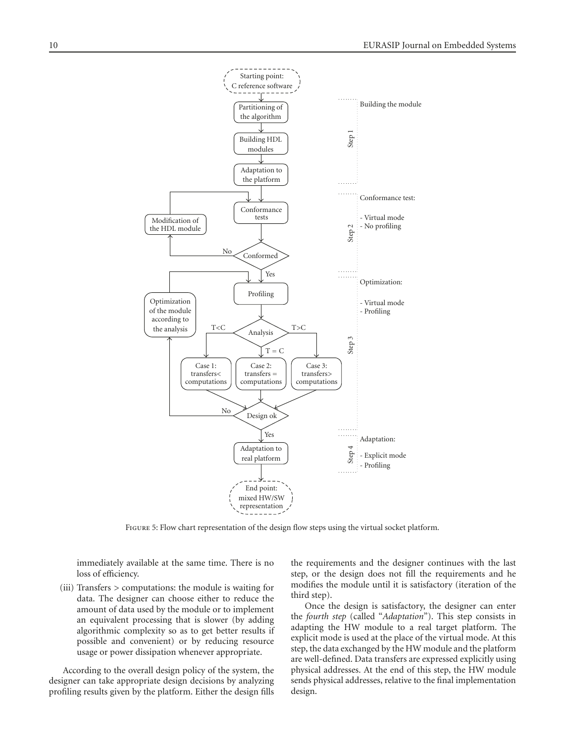Figure 5: Flow chart representation of the design flow steps using the virtual socket platform.

immediately available at the same time. There is no loss of efficiency.

(iii) Transfers > computations: the module is waiting for data. The designer can choose either to reduce the amount of data used by the module or to implement an equivalent processing that is slower (by adding algorithmic complexity so as to get better results if possible and convenient) or by reducing resource usage or power dissipation whenever appropriate.

According to the overall design policy of the system, the designer can take appropriate design decisions by analyzing profiling results given by the platform. Either the design fills the requirements and the designer continues with the last step, or the design does not fill the requirements and he modifies the module until it is satisfactory (iteration of the third step).

Once the design is satisfactory, the designer can enter the *fourth step* (called "*Adaptation*"). This step consists in adapting the HW module to a real target platform. The explicit mode is used at the place of the virtual mode. At this step, the data exchanged by the HW module and the platform are well-defined. Data transfers are expressed explicitly using physical addresses. At the end of this step, the HW module sends physical addresses, relative to the final implementation design.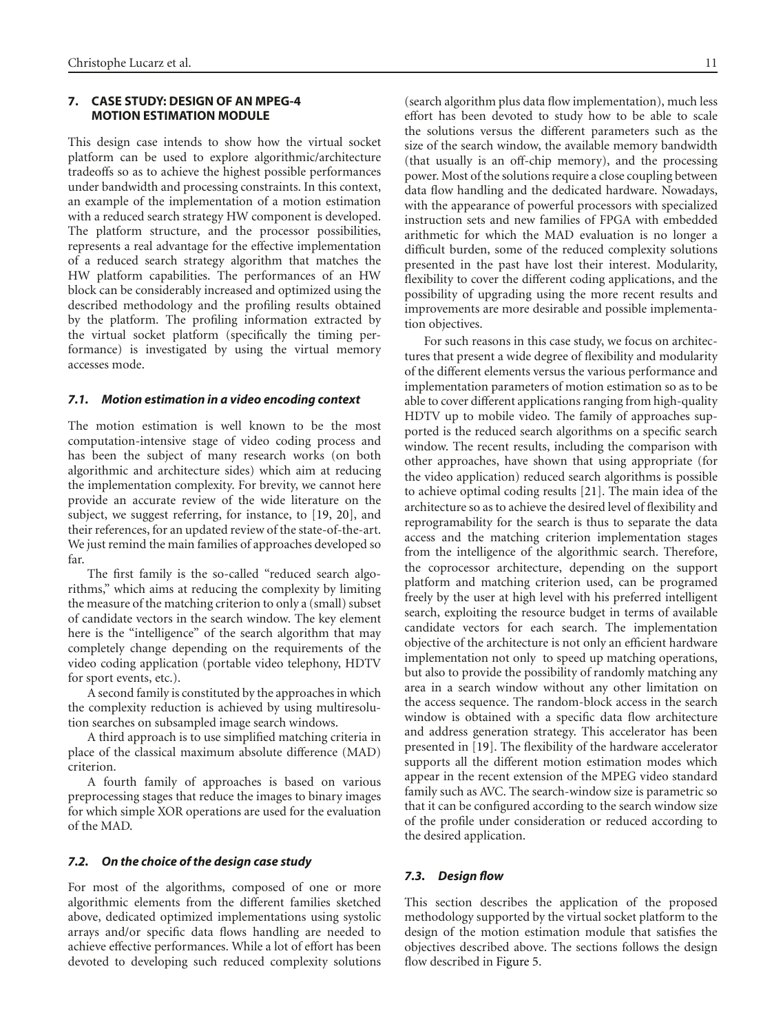## 7. CASE STUDY: DESIGN OF AN MPEG-4 MOTION ESTIMATION MODULE

This design case intends to show how the virtual socket platform can be used to explore algorithmic/architecture tradeoffs so as to achieve the highest possible performances under bandwidth and processing constraints. In this context, an example of the implementation of a motion estimation with a reduced search strategy HW component is developed. The platform structure, and the processor possibilities, represents a real advantage for the effective implementation of a reduced search strategy algorithm that matches the HW platform capabilities. The performances of an HW block can be considerably increased and optimized using the described methodology and the profiling results obtained by the platform. The profiling information extracted by the virtual socket platform (specifically the timing performance) is investigated by using the virtual memory accesses mode.

### *7.1. Motion estimation in a video encoding context*

The motion estimation is well known to be the most computation-intensive stage of video coding process and has been the subject of many research works (on both algorithmic and architecture sides) which aim at reducing the implementation complexity. For brevity, we cannot here provide an accurate review of the wide literature on the subject, we suggest referring, for instance, to [19, 20], and their references, for an updated review of the state-of-the-art. We just remind the main families of approaches developed so far.

The first family is the so-called "reduced search algorithms," which aims at reducing the complexity by limiting the measure of the matching criterion to only a (small) subset of candidate vectors in the search window. The key element here is the "intelligence" of the search algorithm that may completely change depending on the requirements of the video coding application (portable video telephony, HDTV for sport events, etc.).

A second family is constituted by the approaches in which the complexity reduction is achieved by using multiresolution searches on subsampled image search windows.

A third approach is to use simplified matching criteria in place of the classical maximum absolute difference (MAD) criterion.

A fourth family of approaches is based on various preprocessing stages that reduce the images to binary images for which simple XOR operations are used for the evaluation of the MAD.

### *7.2. On the choice of the design case study*

For most of the algorithms, composed of one or more algorithmic elements from the different families sketched above, dedicated optimized implementations using systolic arrays and/or specific data flows handling are needed to achieve effective performances. While a lot of effort has been devoted to developing such reduced complexity solutions (search algorithm plus data flow implementation), much less effort has been devoted to study how to be able to scale the solutions versus the different parameters such as the size of the search window, the available memory bandwidth (that usually is an off-chip memory), and the processing power. Most of the solutions require a close coupling between data flow handling and the dedicated hardware. Nowadays, with the appearance of powerful processors with specialized instruction sets and new families of FPGA with embedded arithmetic for which the MAD evaluation is no longer a difficult burden, some of the reduced complexity solutions presented in the past have lost their interest. Modularity, flexibility to cover the different coding applications, and the possibility of upgrading using the more recent results and improvements are more desirable and possible implementation objectives.

For such reasons in this case study, we focus on architectures that present a wide degree of flexibility and modularity of the different elements versus the various performance and implementation parameters of motion estimation so as to be able to cover different applications ranging from high-quality HDTV up to mobile video. The family of approaches supported is the reduced search algorithms on a specific search window. The recent results, including the comparison with other approaches, have shown that using appropriate (for the video application) reduced search algorithms is possible to achieve optimal coding results [21]. The main idea of the architecture so as to achieve the desired level of flexibility and reprogramability for the search is thus to separate the data access and the matching criterion implementation stages from the intelligence of the algorithmic search. Therefore, the coprocessor architecture, depending on the support platform and matching criterion used, can be programed freely by the user at high level with his preferred intelligent search, exploiting the resource budget in terms of available candidate vectors for each search. The implementation objective of the architecture is not only an efficient hardware implementation not only to speed up matching operations, but also to provide the possibility of randomly matching any area in a search window without any other limitation on the access sequence. The random-block access in the search window is obtained with a specific data flow architecture and address generation strategy. This accelerator has been presented in [19]. The flexibility of the hardware accelerator supports all the different motion estimation modes which appear in the recent extension of the MPEG video standard family such as AVC. The search-window size is parametric so that it can be configured according to the search window size of the profile under consideration or reduced according to the desired application.

### *7.3. Design flow*

This section describes the application of the proposed methodology supported by the virtual socket platform to the design of the motion estimation module that satisfies the objectives described above. The sections follows the design flow described in Figure 5.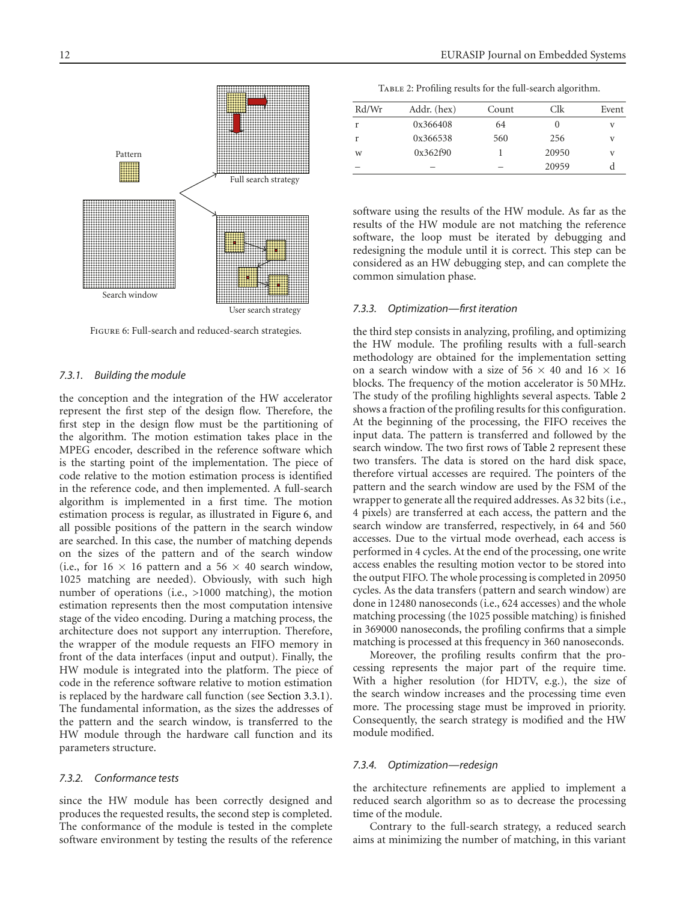Figure 6: Full-search and reduced-search strategies.

#### 7.3.1. Building the module

the conception and the integration of the HW accelerator represent the first step of the design flow. Therefore, the first step in the design flow must be the partitioning of the algorithm. The motion estimation takes place in the MPEG encoder, described in the reference software which is the starting point of the implementation. The piece of code relative to the motion estimation process is identified in the reference code, and then implemented. A full-search algorithm is implemented in a first time. The motion estimation process is regular, as illustrated in Figure 6, and all possible positions of the pattern in the search window are searched. In this case, the number of matching depends on the sizes of the pattern and of the search window (i.e., for $16 \times 16$ pattern and a $56 \times 40$ search window, 1025 matching are needed). Obviously, with such high number of operations (i.e., >1000 matching), the motion estimation represents then the most computation intensive stage of the video encoding. During a matching process, the architecture does not support any interruption. Therefore, the wrapper of the module requests an FIFO memory in front of the data interfaces (input and output). Finally, the HW module is integrated into the platform. The piece of code in the reference software relative to motion estimation is replaced by the hardware call function (see Section 3.3.1). The fundamental information, as the sizes the addresses of the pattern and the search window, is transferred to the HW module through the hardware call function and its parameters structure.

#### 7.3.2. Conformance tests

since the HW module has been correctly designed and produces the requested results, the second step is completed. The conformance of the module is tested in the complete software environment by testing the results of the reference software using the results of the HW module. As far as the results of the HW module are not matching the reference software, the loop must be iterated by debugging and redesigning the module until it is correct. This step can be considered as an HW debugging step, and can complete the common simulation phase.

Table 2: Profiling results for the full-search algorithm.

| Rd/Wr | Addr. (hex) | Count | Clk | Event |
|---|---|---|---|---|
| r | 0x366408 | 64 | 0 | v |
| r | 0x366538 | 560 | 256 | v |
| w | 0x362f90 | 1 | 20950 | v |
| – | – | – | 20959 | d |

#### 7.3.3. Optimization—first iteration

the third step consists in analyzing, profiling, and optimizing the HW module. The profiling results with a full-search methodology are obtained for the implementation setting on a search window with a size of $56 \times 40$ and $16 \times 16$ blocks. The frequency of the motion accelerator is 50 MHz. The study of the profiling highlights several aspects. Table 2 shows a fraction of the profiling results for this configuration. At the beginning of the processing, the FIFO receives the input data. The pattern is transferred and followed by the search window. The two first rows of Table 2 represent these two transfers. The data is stored on the hard disk space, therefore virtual accesses are required. The pointers of the pattern and the search window are used by the FSM of the wrapper to generate all the required addresses. As 32 bits (i.e., 4 pixels) are transferred at each access, the pattern and the search window are transferred, respectively, in 64 and 560 accesses. Due to the virtual mode overhead, each access is performed in 4 cycles. At the end of the processing, one write access enables the resulting motion vector to be stored into the output FIFO. The whole processing is completed in 20950 cycles. As the data transfers (pattern and search window) are done in 12480 nanoseconds (i.e., 624 accesses) and the whole matching processing (the 1025 possible matching) is finished in 369000 nanoseconds, the profiling confirms that a simple matching is processed at this frequency in 360 nanoseconds.

Moreover, the profiling results confirm that the processing represents the major part of the require time. With a higher resolution (for HDTV, e.g.), the size of the search window increases and the processing time even more. The processing stage must be improved in priority. Consequently, the search strategy is modified and the HW module modified.

#### 7.3.4. Optimization—redesign

the architecture refinements are applied to implement a reduced search algorithm so as to decrease the processing time of the module.

Contrary to the full-search strategy, a reduced search aims at minimizing the number of matching, in this variant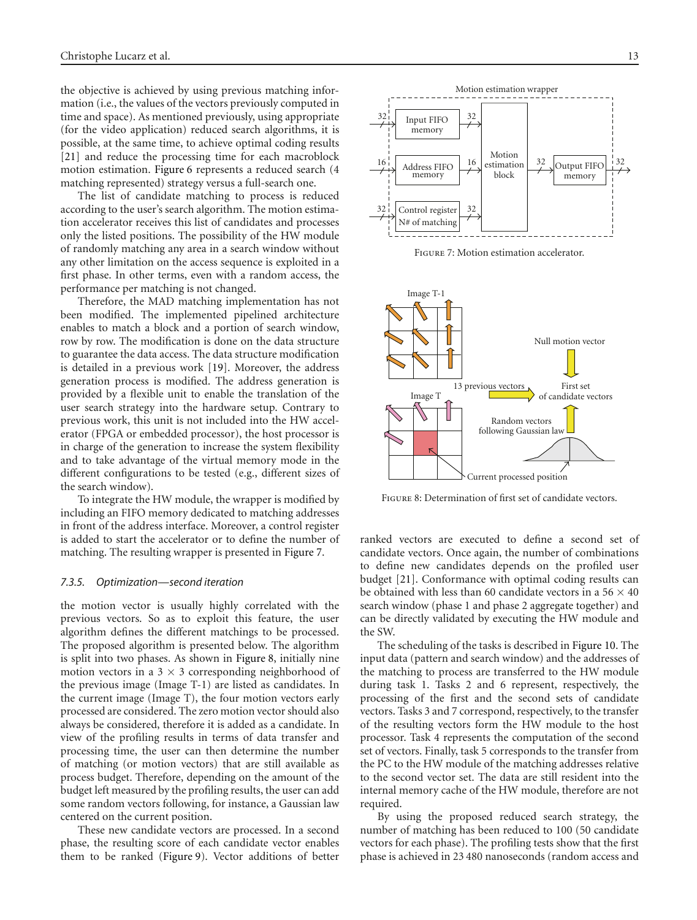the objective is achieved by using previous matching information (i.e., the values of the vectors previously computed in time and space). As mentioned previously, using appropriate (for the video application) reduced search algorithms, it is possible, at the same time, to achieve optimal coding results [21] and reduce the processing time for each macroblock motion estimation. Figure 6 represents a reduced search (4 matching represented) strategy versus a full-search one.

The list of candidate matching to process is reduced according to the user's search algorithm. The motion estimation accelerator receives this list of candidates and processes only the listed positions. The possibility of the HW module of randomly matching any area in a search window without any other limitation on the access sequence is exploited in a first phase. In other terms, even with a random access, the performance per matching is not changed.

Therefore, the MAD matching implementation has not been modified. The implemented pipelined architecture enables to match a block and a portion of search window, row by row. The modification is done on the data structure to guarantee the data access. The data structure modification is detailed in a previous work [19]. Moreover, the address generation process is modified. The address generation is provided by a flexible unit to enable the translation of the user search strategy into the hardware setup. Contrary to previous work, this unit is not included into the HW accelerator (FPGA or embedded processor), the host processor is in charge of the generation to increase the system flexibility and to take advantage of the virtual memory mode in the different configurations to be tested (e.g., different sizes of the search window).

To integrate the HW module, the wrapper is modified by including an FIFO memory dedicated to matching addresses in front of the address interface. Moreover, a control register is added to start the accelerator or to define the number of matching. The resulting wrapper is presented in Figure 7.

Figure 7: Motion estimation accelerator.

Figure 8: Determination of first set of candidate vectors.

#### 7.3.5. *Optimization—second iteration*

the motion vector is usually highly correlated with the previous vectors. So as to exploit this feature, the user algorithm defines the different matchings to be processed. The proposed algorithm is presented below. The algorithm is split into two phases. As shown in Figure 8, initially nine motion vectors in a $3 \times 3$ corresponding neighborhood of the previous image (Image T-1) are listed as candidates. In the current image (Image T), the four motion vectors early processed are considered. The zero motion vector should also always be considered, therefore it is added as a candidate. In view of the profiling results in terms of data transfer and processing time, the user can then determine the number of matching (or motion vectors) that are still available as process budget. Therefore, depending on the amount of the budget left measured by the profiling results, the user can add some random vectors following, for instance, a Gaussian law centered on the current position.

These new candidate vectors are processed. In a second phase, the resulting score of each candidate vector enables them to be ranked (Figure 9). Vector additions of better ranked vectors are executed to define a second set of candidate vectors. Once again, the number of combinations to define new candidates depends on the profiled user budget [21]. Conformance with optimal coding results can be obtained with less than 60 candidate vectors in a $56 \times 40$ search window (phase 1 and phase 2 aggregate together) and can be directly validated by executing the HW module and the SW.

The scheduling of the tasks is described in Figure 10. The input data (pattern and search window) and the addresses of the matching to process are transferred to the HW module during task 1. Tasks 2 and 6 represent, respectively, the processing of the first and the second sets of candidate vectors. Tasks 3 and 7 correspond, respectively, to the transfer of the resulting vectors form the HW module to the host processor. Task 4 represents the computation of the second set of vectors. Finally, task 5 corresponds to the transfer from the PC to the HW module of the matching addresses relative to the second vector set. The data are still resident into the internal memory cache of the HW module, therefore are not required.

By using the proposed reduced search strategy, the number of matching has been reduced to 100 (50 candidate vectors for each phase). The profiling tests show that the first phase is achieved in 23 480 nanoseconds (random access and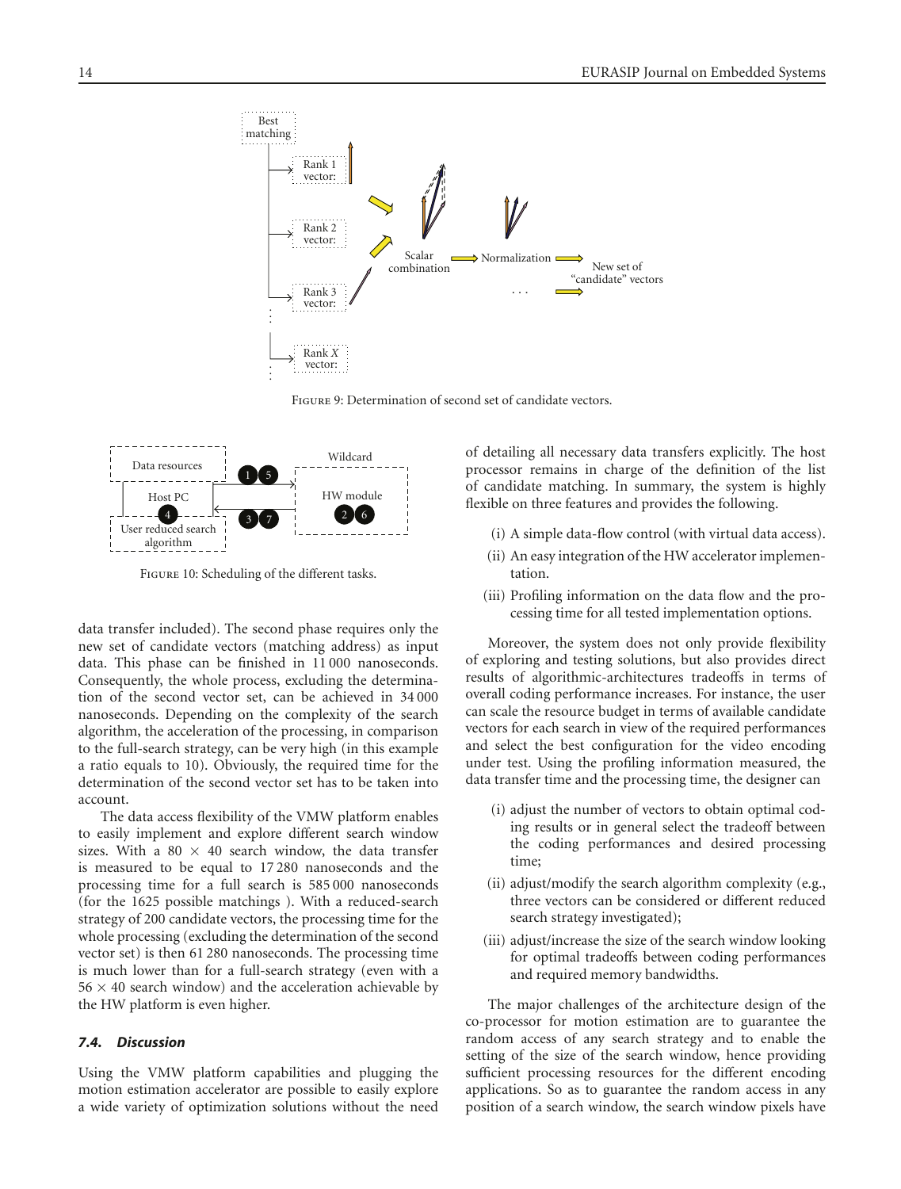Figure 9: Determination of second set of candidate vectors.

Figure 10: Scheduling of the different tasks.

data transfer included). The second phase requires only the new set of candidate vectors (matching address) as input data. This phase can be finished in 11 000 nanoseconds. Consequently, the whole process, excluding the determination of the second vector set, can be achieved in 34 000 nanoseconds. Depending on the complexity of the search algorithm, the acceleration of the processing, in comparison to the full-search strategy, can be very high (in this example a ratio equals to 10). Obviously, the required time for the determination of the second vector set has to be taken into account.

The data access flexibility of the VMW platform enables to easily implement and explore different search window sizes. With a $80 \times 40$ search window, the data transfer is measured to be equal to 17 280 nanoseconds and the processing time for a full search is 585 000 nanoseconds (for the 1625 possible matchings ). With a reduced-search strategy of 200 candidate vectors, the processing time for the whole processing (excluding the determination of the second vector set) is then 61 280 nanoseconds. The processing time is much lower than for a full-search strategy (even with a $56 \times 40$ search window) and the acceleration achievable by the HW platform is even higher.

### *7.4. Discussion*

Using the VMW platform capabilities and plugging the motion estimation accelerator are possible to easily explore a wide variety of optimization solutions without the need of detailing all necessary data transfers explicitly. The host processor remains in charge of the definition of the list of candidate matching. In summary, the system is highly flexible on three features and provides the following.

(i) A simple data-flow control (with virtual data access).

(ii) An easy integration of the HW accelerator implementation.

(iii) Profiling information on the data flow and the processing time for all tested implementation options.

Moreover, the system does not only provide flexibility of exploring and testing solutions, but also provides direct results of algorithmic-architectures tradeoffs in terms of overall coding performance increases. For instance, the user can scale the resource budget in terms of available candidate vectors for each search in view of the required performances and select the best configuration for the video encoding under test. Using the profiling information measured, the data transfer time and the processing time, the designer can

(i) adjust the number of vectors to obtain optimal coding results or in general select the tradeoff between the coding performances and desired processing time;

(ii) adjust/modify the search algorithm complexity (e.g., three vectors can be considered or different reduced search strategy investigated);

(iii) adjust/increase the size of the search window looking for optimal tradeoffs between coding performances and required memory bandwidths.

The major challenges of the architecture design of the co-processor for motion estimation are to guarantee the random access of any search strategy and to enable the setting of the size of the search window, hence providing sufficient processing resources for the different encoding applications. So as to guarantee the random access in any position of a search window, the search window pixels have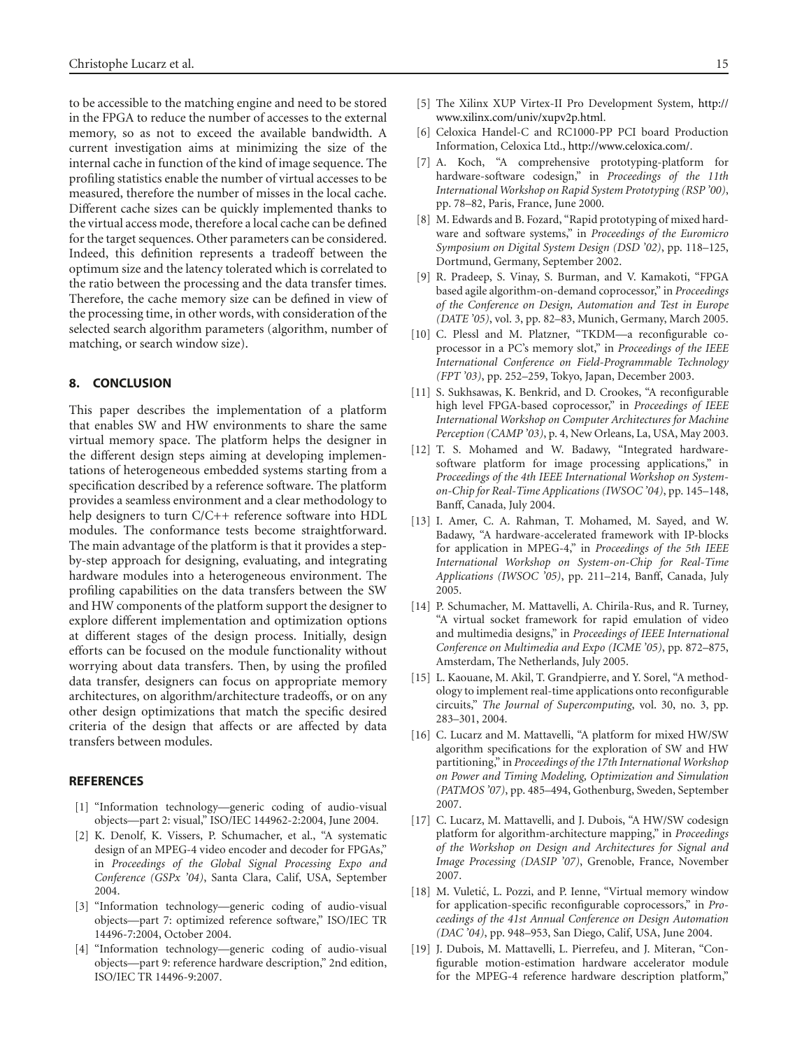to be accessible to the matching engine and need to be stored in the FPGA to reduce the number of accesses to the external memory, so as not to exceed the available bandwidth. A current investigation aims at minimizing the size of the internal cache in function of the kind of image sequence. The profiling statistics enable the number of virtual accesses to be measured, therefore the number of misses in the local cache. Different cache sizes can be quickly implemented thanks to the virtual access mode, therefore a local cache can be defined for the target sequences. Other parameters can be considered. Indeed, this definition represents a tradeoff between the optimum size and the latency tolerated which is correlated to the ratio between the processing and the data transfer times. Therefore, the cache memory size can be defined in view of the processing time, in other words, with consideration of the selected search algorithm parameters (algorithm, number of matching, or search window size).

## 8. CONCLUSION

This paper describes the implementation of a platform that enables SW and HW environments to share the same virtual memory space. The platform helps the designer in the different design steps aiming at developing implementations of heterogeneous embedded systems starting from a specification described by a reference software. The platform provides a seamless environment and a clear methodology to help designers to turn C/C++ reference software into HDL modules. The conformance tests become straightforward. The main advantage of the platform is that it provides a step-by-step approach for designing, evaluating, and integrating hardware modules into a heterogeneous environment. The profiling capabilities on the data transfers between the SW and HW components of the platform support the designer to explore different implementation and optimization options at different stages of the design process. Initially, design efforts can be focused on the module functionality without worrying about data transfers. Then, by using the profiled data transfer, designers can focus on appropriate memory architectures, on algorithm/architecture tradeoffs, or on any other design optimizations that match the specific desired criteria of the design that affects or are affected by data transfers between modules.

## REFERENCES

[1] "Information technology—generic coding of audio-visual objects—part 2: visual," ISO/IEC 144962-2:2004, June 2004.

[2] K. Denolf, K. Vissers, P. Schumacher, et al., "A systematic design of an MPEG-4 video encoder and decoder for FPGAs," in *Proceedings of the Global Signal Processing Expo and Conference (GSPx '04)*, Santa Clara, Calif, USA, September 2004.

[3] "Information technology—generic coding of audio-visual objects—part 7: optimized reference software," ISO/IEC TR 14496-7:2004, October 2004.

[4] "Information technology—generic coding of audio-visual objects—part 9: reference hardware description," 2nd edition, ISO/IEC TR 14496-9:2007.

[5] The Xilinx XUP Virtex-II Pro Development System, http://www.xilinx.com/univ/xupv2p.html.

[6] Celoxica Handel-C and RC1000-PP PCI board Production Information, Celoxica Ltd., http://www.celoxica.com/.

[7] A. Koch, "A comprehensive prototyping-platform for hardware-software codesign," in *Proceedings of the 11th International Workshop on Rapid System Prototyping (RSP '00)*, pp. 78–82, Paris, France, June 2000.

[8] M. Edwards and B. Fozard, "Rapid prototyping of mixed hardware and software systems," in *Proceedings of the Euromicro Symposium on Digital System Design (DSD '02)*, pp. 118–125, Dortmund, Germany, September 2002.

[9] R. Pradeep, S. Vinay, S. Burman, and V. Kamakoti, "FPGA based agile algorithm-on-demand coprocessor," in *Proceedings of the Conference on Design, Automation and Test in Europe (DATE '05)*, vol. 3, pp. 82–83, Munich, Germany, March 2005.

[10] C. Plessl and M. Platzner, "TKDM—a reconfigurable co-processor in a PC's memory slot," in *Proceedings of the IEEE International Conference on Field-Programmable Technology (FPT '03)*, pp. 252–259, Tokyo, Japan, December 2003.

[11] S. Sukhsawas, K. Benkrid, and D. Crookes, "A reconfigurable high level FPGA-based coprocessor," in *Proceedings of IEEE International Workshop on Computer Architectures for Machine Perception (CAMP '03)*, p. 4, New Orleans, La, USA, May 2003.

[12] T. S. Mohamed and W. Badawy, "Integrated hardware-software platform for image processing applications," in *Proceedings of the 4th IEEE International Workshop on System-on-Chip for Real-Time Applications (IWSOC '04)*, pp. 145–148, Banff, Canada, July 2004.

[13] I. Amer, C. A. Rahman, T. Mohamed, M. Sayed, and W. Badawy, "A hardware-accelerated framework with IP-blocks for application in MPEG-4," in *Proceedings of the 5th IEEE International Workshop on System-on-Chip for Real-Time Applications (IWSOC '05)*, pp. 211–214, Banff, Canada, July 2005.

[14] P. Schumacher, M. Mattavelli, A. Chirila-Rus, and R. Turney, "A virtual socket framework for rapid emulation of video and multimedia designs," in *Proceedings of IEEE International Conference on Multimedia and Expo (ICME '05)*, pp. 872–875, Amsterdam, The Netherlands, July 2005.

[15] L. Kaouane, M. Akil, T. Grandpierre, and Y. Sorel, "A methodology to implement real-time applications onto reconfigurable circuits," *The Journal of Supercomputing*, vol. 30, no. 3, pp. 283–301, 2004.

[16] C. Lucarz and M. Mattavelli, "A platform for mixed HW/SW algorithm specifications for the exploration of SW and HW partitioning," in *Proceedings of the 17th International Workshop on Power and Timing Modeling, Optimization and Simulation (PATMOS '07)*, pp. 485–494, Gothenburg, Sweden, September 2007.

[17] C. Lucarz, M. Mattavelli, and J. Dubois, "A HW/SW codesign platform for algorithm-architecture mapping," in *Proceedings of the Workshop on Design and Architectures for Signal and Image Processing (DASIP '07)*, Grenoble, France, November 2007.

[18] M. Vuletić, L. Pozzi, and P. Ienne, "Virtual memory window for application-specific reconfigurable coprocessors," in *Proceedings of the 41st Annual Conference on Design Automation (DAC '04)*, pp. 948–953, San Diego, Calif, USA, June 2004.

[19] J. Dubois, M. Mattavelli, L. Pierrefeu, and J. Miteran, "Configurable motion-estimation hardware accelerator module for the MPEG-4 reference hardware description platform,"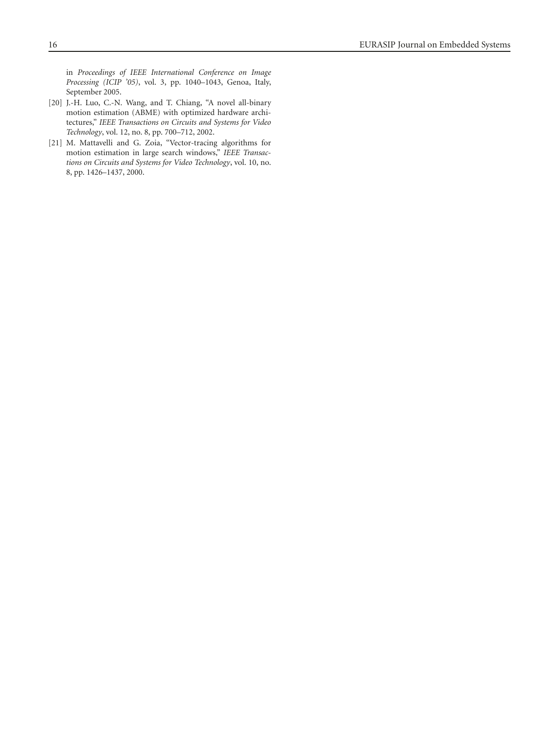in *Proceedings of IEEE International Conference on Image Processing (ICIP '05)*, vol. 3, pp. 1040–1043, Genoa, Italy, September 2005.

[20] J.-H. Luo, C.-N. Wang, and T. Chiang, "A novel all-binary motion estimation (ABME) with optimized hardware architectures," *IEEE Transactions on Circuits and Systems for Video Technology*, vol. 12, no. 8, pp. 700–712, 2002.

[21] M. Mattavelli and G. Zoia, "Vector-tracing algorithms for motion estimation in large search windows," *IEEE Transactions on Circuits and Systems for Video Technology*, vol. 10, no. 8, pp. 1426–1437, 2000.